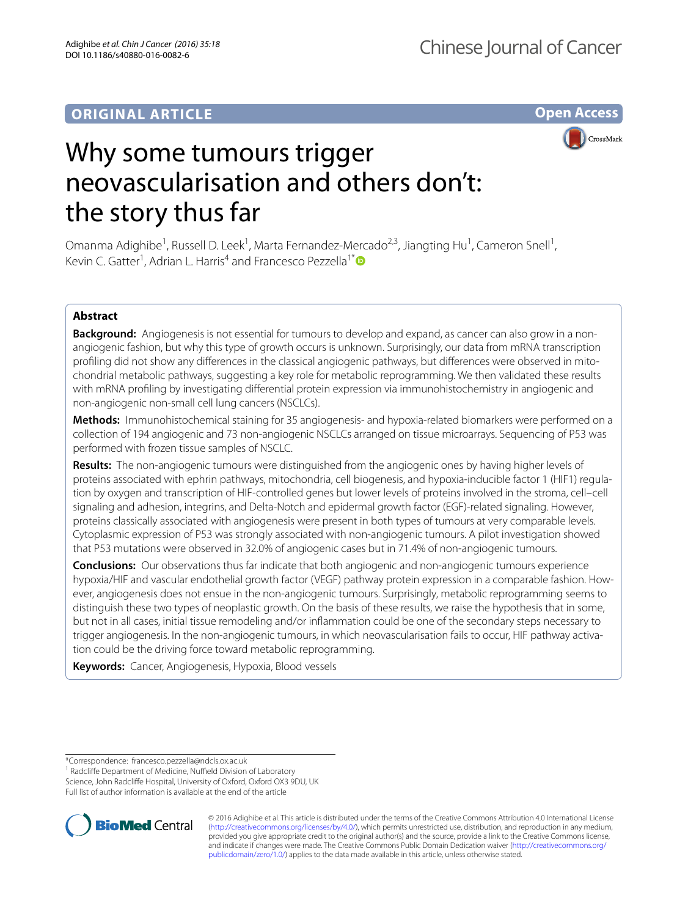ORIGINAL ARTICLE

Open Access

# Why some tumours trigger neovascularisation and others don't: the story thus far

Omanma Adighibe[1], Russell D. Leek[1], Marta Fernandez-Mercado[2,3], Jiangting Hu[1], Cameron Snell[1], Kevin C. Gatter[1], Adrian L. Harris[4] and Francesco Pezzella[1*]

## Abstract

**Background:** Angiogenesis is not essential for tumours to develop and expand, as cancer can also grow in a non-angiogenic fashion, but why this type of growth occurs is unknown. Surprisingly, our data from mRNA transcription profiling did not show any differences in the classical angiogenic pathways, but differences were observed in mitochondrial metabolic pathways, suggesting a key role for metabolic reprogramming. We then validated these results with mRNA profiling by investigating differential protein expression via immunohistochemistry in angiogenic and non-angiogenic non-small cell lung cancers (NSCLCs).

**Methods:** Immunohistochemical staining for 35 angiogenesis- and hypoxia-related biomarkers were performed on a collection of 194 angiogenic and 73 non-angiogenic NSCLCs arranged on tissue microarrays. Sequencing of P53 was performed with frozen tissue samples of NSCLC.

**Results:** The non-angiogenic tumours were distinguished from the angiogenic ones by having higher levels of proteins associated with ephrin pathways, mitochondria, cell biogenesis, and hypoxia-inducible factor 1 (HIF1) regulation by oxygen and transcription of HIF-controlled genes but lower levels of proteins involved in the stroma, cell–cell signaling and adhesion, integrins, and Delta-Notch and epidermal growth factor (EGF)-related signaling. However, proteins classically associated with angiogenesis were present in both types of tumours at very comparable levels. Cytoplasmic expression of P53 was strongly associated with non-angiogenic tumours. A pilot investigation showed that P53 mutations were observed in 32.0% of angiogenic cases but in 71.4% of non-angiogenic tumours.

**Conclusions:** Our observations thus far indicate that both angiogenic and non-angiogenic tumours experience hypoxia/HIF and vascular endothelial growth factor (VEGF) pathway protein expression in a comparable fashion. However, angiogenesis does not ensue in the non-angiogenic tumours. Surprisingly, metabolic reprogramming seems to distinguish these two types of neoplastic growth. On the basis of these results, we raise the hypothesis that in some, but not in all cases, initial tissue remodeling and/or inflammation could be one of the secondary steps necessary to trigger angiogenesis. In the non-angiogenic tumours, in which neovascularisation fails to occur, HIF pathway activation could be the driving force toward metabolic reprogramming.

**Keywords:** Cancer, Angiogenesis, Hypoxia, Blood vessels

*Correspondence: francesco.pezzella@ndcls.ox.ac.uk
[1] Radcliffe Department of Medicine, Nuffield Division of Laboratory Science, John Radcliffe Hospital, University of Oxford, Oxford OX3 9DU, UK
Full list of author information is available at the end of the article

© 2016 Adighibe et al. This article is distributed under the terms of the Creative Commons Attribution 4.0 International License (http://creativecommons.org/licenses/by/4.0/), which permits unrestricted use, distribution, and reproduction in any medium, provided you give appropriate credit to the original author(s) and the source, provide a link to the Creative Commons license, and indicate if changes were made. The Creative Commons Public Domain Dedication waiver (http://creativecommons.org/publicdomain/zero/1.0/) applies to the data made available in this article, unless otherwise stated.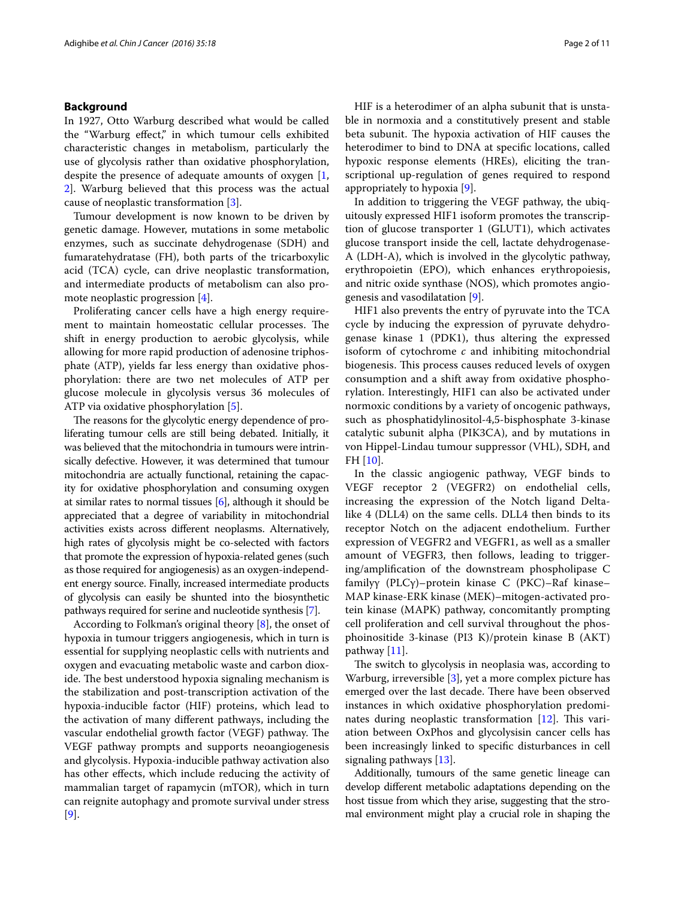## Background

In 1927, Otto Warburg described what would be called the "Warburg effect," in which tumour cells exhibited characteristic changes in metabolism, particularly the use of glycolysis rather than oxidative phosphorylation, despite the presence of adequate amounts of oxygen [1, 2]. Warburg believed that this process was the actual cause of neoplastic transformation [3].

Tumour development is now known to be driven by genetic damage. However, mutations in some metabolic enzymes, such as succinate dehydrogenase (SDH) and fumaratehydratase (FH), both parts of the tricarboxylic acid (TCA) cycle, can drive neoplastic transformation, and intermediate products of metabolism can also promote neoplastic progression [4].

Proliferating cancer cells have a high energy requirement to maintain homeostatic cellular processes. The shift in energy production to aerobic glycolysis, while allowing for more rapid production of adenosine triphosphate (ATP), yields far less energy than oxidative phosphorylation: there are two net molecules of ATP per glucose molecule in glycolysis versus 36 molecules of ATP via oxidative phosphorylation [5].

The reasons for the glycolytic energy dependence of proliferating tumour cells are still being debated. Initially, it was believed that the mitochondria in tumours were intrinsically defective. However, it was determined that tumour mitochondria are actually functional, retaining the capacity for oxidative phosphorylation and consuming oxygen at similar rates to normal tissues [6], although it should be appreciated that a degree of variability in mitochondrial activities exists across different neoplasms. Alternatively, high rates of glycolysis might be co-selected with factors that promote the expression of hypoxia-related genes (such as those required for angiogenesis) as an oxygen-independent energy source. Finally, increased intermediate products of glycolysis can easily be shunted into the biosynthetic pathways required for serine and nucleotide synthesis [7].

According to Folkman's original theory [8], the onset of hypoxia in tumour triggers angiogenesis, which in turn is essential for supplying neoplastic cells with nutrients and oxygen and evacuating metabolic waste and carbon dioxide. The best understood hypoxia signaling mechanism is the stabilization and post-transcription activation of the hypoxia-inducible factor (HIF) proteins, which lead to the activation of many different pathways, including the vascular endothelial growth factor (VEGF) pathway. The VEGF pathway prompts and supports neoangiogenesis and glycolysis. Hypoxia-inducible pathway activation also has other effects, which include reducing the activity of mammalian target of rapamycin (mTOR), which in turn can reignite autophagy and promote survival under stress [9].

HIF is a heterodimer of an alpha subunit that is unstable in normoxia and a constitutively present and stable beta subunit. The hypoxia activation of HIF causes the heterodimer to bind to DNA at specific locations, called hypoxic response elements (HREs), eliciting the transcriptional up-regulation of genes required to respond appropriately to hypoxia [9].

In addition to triggering the VEGF pathway, the ubiquitously expressed HIF1 isoform promotes the transcription of glucose transporter 1 (GLUT1), which activates glucose transport inside the cell, lactate dehydrogenase-A (LDH-A), which is involved in the glycolytic pathway, erythropoietin (EPO), which enhances erythropoiesis, and nitric oxide synthase (NOS), which promotes angiogenesis and vasodilatation [9].

HIF1 also prevents the entry of pyruvate into the TCA cycle by inducing the expression of pyruvate dehydrogenase kinase 1 (PDK1), thus altering the expressed isoform of cytochrome *c* and inhibiting mitochondrial biogenesis. This process causes reduced levels of oxygen consumption and a shift away from oxidative phosphorylation. Interestingly, HIF1 can also be activated under normoxic conditions by a variety of oncogenic pathways, such as phosphatidylinositol-4,5-bisphosphate 3-kinase catalytic subunit alpha (PIK3CA), and by mutations in von Hippel-Lindau tumour suppressor (VHL), SDH, and FH [10].

In the classic angiogenic pathway, VEGF binds to VEGF receptor 2 (VEGFR2) on endothelial cells, increasing the expression of the Notch ligand Delta-like 4 (DLL4) on the same cells. DLL4 then binds to its receptor Notch on the adjacent endothelium. Further expression of VEGFR2 and VEGFR1, as well as a smaller amount of VEGFR3, then follows, leading to triggering/amplification of the downstream phospholipase C familyγ (PLCγ)–protein kinase C (PKC)–Raf kinase–MAP kinase-ERK kinase (MEK)–mitogen-activated protein kinase (MAPK) pathway, concomitantly prompting cell proliferation and cell survival throughout the phosphoinositide 3-kinase (PI3 K)/protein kinase B (AKT) pathway [11].

The switch to glycolysis in neoplasia was, according to Warburg, irreversible [3], yet a more complex picture has emerged over the last decade. There have been observed instances in which oxidative phosphorylation predominates during neoplastic transformation [12]. This variation between OxPhos and glycolysisin cancer cells has been increasingly linked to specific disturbances in cell signaling pathways [13].

Additionally, tumours of the same genetic lineage can develop different metabolic adaptations depending on the host tissue from which they arise, suggesting that the stromal environment might play a crucial role in shaping the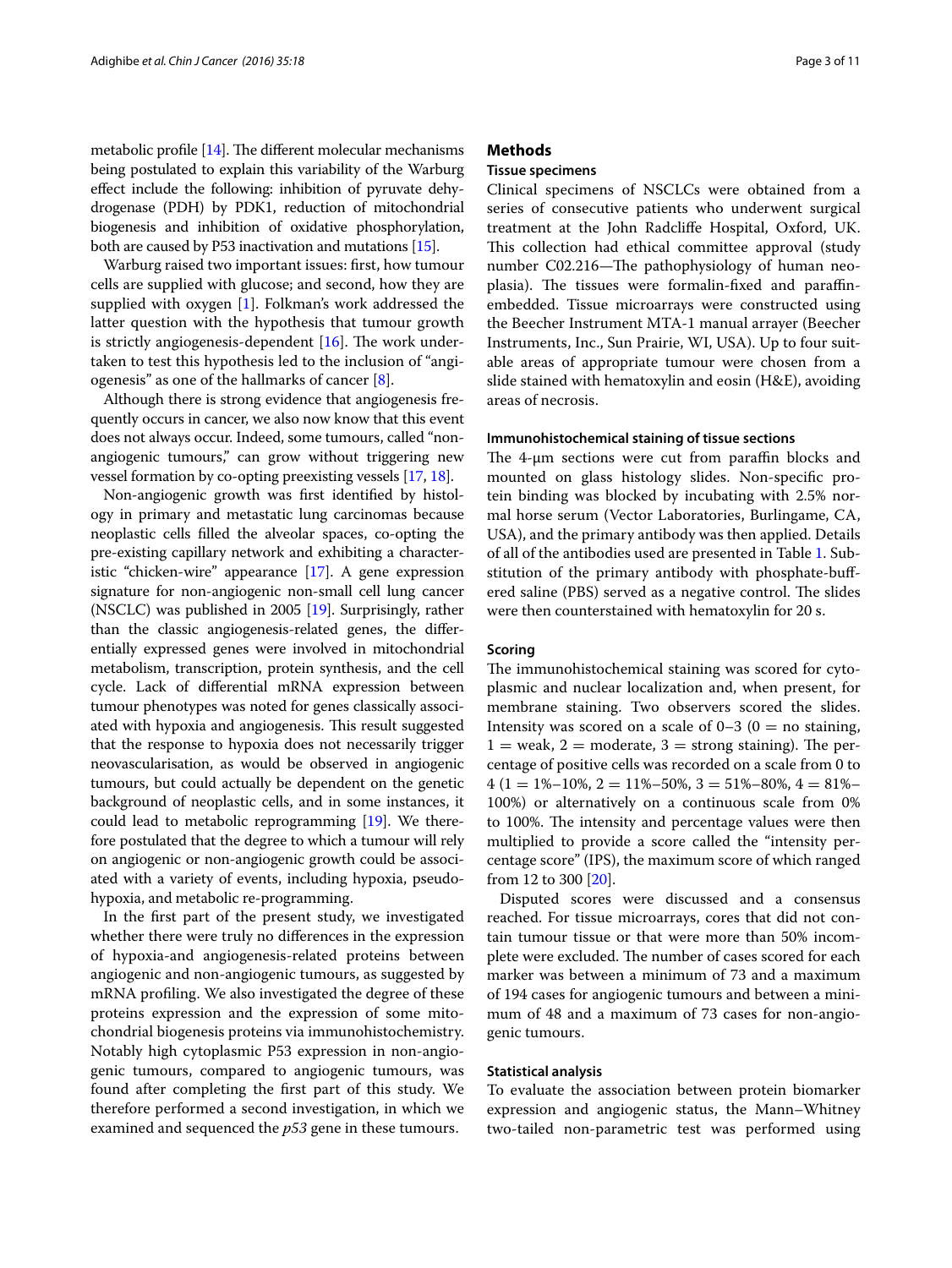metabolic profile [14]. The different molecular mechanisms being postulated to explain this variability of the Warburg effect include the following: inhibition of pyruvate dehydrogenase (PDH) by PDK1, reduction of mitochondrial biogenesis and inhibition of oxidative phosphorylation, both are caused by P53 inactivation and mutations [15].

Warburg raised two important issues: first, how tumour cells are supplied with glucose; and second, how they are supplied with oxygen [1]. Folkman's work addressed the latter question with the hypothesis that tumour growth is strictly angiogenesis-dependent [16]. The work undertaken to test this hypothesis led to the inclusion of "angiogenesis" as one of the hallmarks of cancer [8].

Although there is strong evidence that angiogenesis frequently occurs in cancer, we also now know that this event does not always occur. Indeed, some tumours, called "non-angiogenic tumours," can grow without triggering new vessel formation by co-opting preexisting vessels [17, 18].

Non-angiogenic growth was first identified by histology in primary and metastatic lung carcinomas because neoplastic cells filled the alveolar spaces, co-opting the pre-existing capillary network and exhibiting a characteristic "chicken-wire" appearance [17]. A gene expression signature for non-angiogenic non-small cell lung cancer (NSCLC) was published in 2005 [19]. Surprisingly, rather than the classic angiogenesis-related genes, the differentially expressed genes were involved in mitochondrial metabolism, transcription, protein synthesis, and the cell cycle. Lack of differential mRNA expression between tumour phenotypes was noted for genes classically associated with hypoxia and angiogenesis. This result suggested that the response to hypoxia does not necessarily trigger neovascularisation, as would be observed in angiogenic tumours, but could actually be dependent on the genetic background of neoplastic cells, and in some instances, it could lead to metabolic reprogramming [19]. We therefore postulated that the degree to which a tumour will rely on angiogenic or non-angiogenic growth could be associated with a variety of events, including hypoxia, pseudohypoxia, and metabolic re-programming.

In the first part of the present study, we investigated whether there were truly no differences in the expression of hypoxia-and angiogenesis-related proteins between angiogenic and non-angiogenic tumours, as suggested by mRNA profiling. We also investigated the degree of these proteins expression and the expression of some mitochondrial biogenesis proteins via immunohistochemistry. Notably high cytoplasmic P53 expression in non-angiogenic tumours, compared to angiogenic tumours, was found after completing the first part of this study. We therefore performed a second investigation, in which we examined and sequenced the *p53* gene in these tumours.

## Methods

### Tissue specimens

Clinical specimens of NSCLCs were obtained from a series of consecutive patients who underwent surgical treatment at the John Radcliffe Hospital, Oxford, UK. This collection had ethical committee approval (study number C02.216—The pathophysiology of human neoplasia). The tissues were formalin-fixed and paraffin-embedded. Tissue microarrays were constructed using the Beecher Instrument MTA-1 manual arrayer (Beecher Instruments, Inc., Sun Prairie, WI, USA). Up to four suitable areas of appropriate tumour were chosen from a slide stained with hematoxylin and eosin (H&E), avoiding areas of necrosis.

### Immunohistochemical staining of tissue sections

The 4-μm sections were cut from paraffin blocks and mounted on glass histology slides. Non-specific protein binding was blocked by incubating with 2.5% normal horse serum (Vector Laboratories, Burlingame, CA, USA), and the primary antibody was then applied. Details of all of the antibodies used are presented in Table 1. Substitution of the primary antibody with phosphate-buffered saline (PBS) served as a negative control. The slides were then counterstained with hematoxylin for 20 s.

### Scoring

The immunohistochemical staining was scored for cytoplasmic and nuclear localization and, when present, for membrane staining. Two observers scored the slides. Intensity was scored on a scale of 0–3 (0 = no staining, 1 = weak, 2 = moderate, 3 = strong staining). The percentage of positive cells was recorded on a scale from 0 to 4 (1 = 1%–10%, 2 = 11%–50%, 3 = 51%–80%, 4 = 81%–100%) or alternatively on a continuous scale from 0% to 100%. The intensity and percentage values were then multiplied to provide a score called the "intensity percentage score" (IPS), the maximum score of which ranged from 12 to 300 [20].

Disputed scores were discussed and a consensus reached. For tissue microarrays, cores that did not contain tumour tissue or that were more than 50% incomplete were excluded. The number of cases scored for each marker was between a minimum of 73 and a maximum of 194 cases for angiogenic tumours and between a minimum of 48 and a maximum of 73 cases for non-angiogenic tumours.

### Statistical analysis

To evaluate the association between protein biomarker expression and angiogenic status, the Mann–Whitney two-tailed non-parametric test was performed using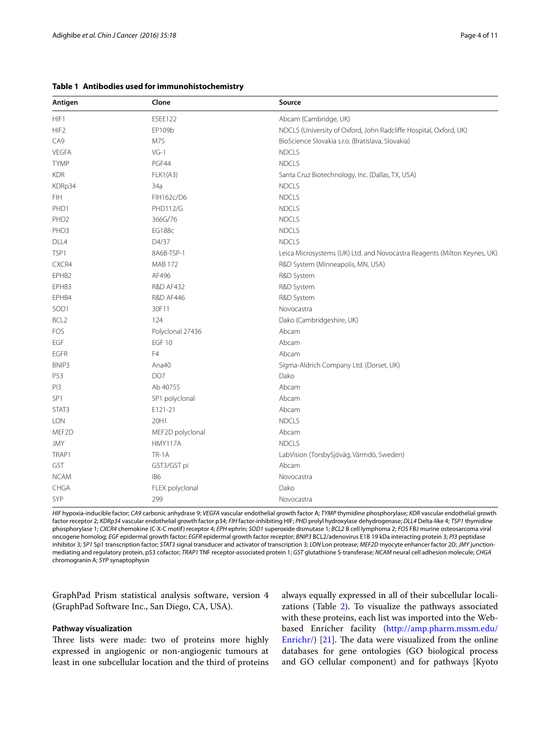**Table 1 Antibodies used for immunohistochemistry**

| Antigen | Clone | Source |
|---|---|---|
| HIF1 | ESEE122 | Abcam (Cambridge, UK) |
| HIF2 | EP109b | NDCLS (University of Oxford, John Radcliffe Hospital, Oxford, UK) |
| CA9 | M75 | BioScience Slovakia s.r.o. (Bratislava, Slovakia) |
| VEGFA | VG-1 | NDCLS |
| TYMP | PGF44 | NDCLS |
| KDR | FLK1(A3) | Santa Cruz Biotechnology, Inc. (Dallas, TX, USA) |
| KDRp34 | 34a | NDCLS |
| FIH | FIH162c/D6 | NDCLS |
| PHD1 | PHD112/G | NDCLS |
| PHD2 | 366G/76 | NDCLS |
| PHD3 | EG188c | NDCLS |
| DLL4 | D4/37 | NDCLS |
| TSP1 | 8A6B-TSP-1 | Leica Microsystems (UK) Ltd. and Novocastra Reagents (Milton Keynes, UK) |
| CXCR4 | MAB 172 | R&D System (Minneapolis, MN, USA) |
| EPHB2 | AF496 | R&D System |
| EPHB3 | R&D AF432 | R&D System |
| EPHB4 | R&D AF446 | R&D System |
| SOD1 | 30F11 | Novocastra |
| BCL2 | 124 | Dako (Cambridgeshire, UK) |
| FOS | Polyclonal 27436 | Abcam |
| EGF | EGF 10 | Abcam |
| EGFR | F4 | Abcam |
| BNIP3 | Ana40 | Sigma-Aldrich Company Ltd. (Dorset, UK) |
| P53 | DO7 | Dako |
| PI3 | Ab 40755 | Abcam |
| SP1 | SP1 polyclonal | Abcam |
| STAT3 | E121-21 | Abcam |
| LON | 20H1 | NDCLS |
| MEF2D | MEF2D polyclonal | Abcam |
| JMY | HMY117A | NDCLS |
| TRAP1 | TR-1A | LabVision (TorsbySjöväg, Värmdö, Sweden) |
| GST | GST3/GST pi | Abcam |
| NCAM | IB6 | Novocastra |
| CHGA | FLEX polyclonal | Dako |
| SYP | 299 | Novocastra |

*HIF* hypoxia-inducible factor; *CA9* carbonic anhydrase 9; *VEGFA* vascular endothelial growth factor A; *TYMP* thymidine phosphorylase; *KDR* vascular endothelial growth factor receptor 2; *KDRp34* vascular endothelial growth factor p34; *FIH* factor-inhibiting HIF; *PHD* prolyl hydroxylase dehydrogenase; *DLL4* Delta-like 4; *TSP1* thymidine phosphorylase 1; *CXCR4* chemokine (C-X-C motif) receptor 4; *EPH* ephrin; *SOD1* superoxide dismutase 1; *BCL2* B cell lymphoma 2; *FOS* FBJ murine osteosarcoma viral oncogene homolog; *EGF* epidermal growth factor; *EGFR* epidermal growth factor receptor; *BNIP3* BCL2/adenovirus E1B 19 kDa interacting protein 3; *PI3* peptidase inhibitor 3; *SP1* Sp1 transcription factor; *STAT3* signal transducer and activator of transcription 3; *LON* Lon protease; *MEF2D* myocyte enhancer factor 2D; *JMY* junction-mediating and regulatory protein, p53 cofactor; *TRAP1* TNF receptor-associated protein 1; *GST* glutathione S-transferase; *NCAM* neural cell adhesion molecule; *CHGA* chromogranin A; *SYP* synaptophysin

GraphPad Prism statistical analysis software, version 4 (GraphPad Software Inc., San Diego, CA, USA).

#### Pathway visualization

Three lists were made: two of proteins more highly expressed in angiogenic or non-angiogenic tumours at least in one subcellular location and the third of proteins always equally expressed in all of their subcellular localizations (Table 2). To visualize the pathways associated with these proteins, each list was imported into the Web-based Enricher facility (http://amp.pharm.mssm.edu/Enrichr/) [21]. The data were visualized from the online databases for gene ontologies (GO biological process and GO cellular component) and for pathways [Kyoto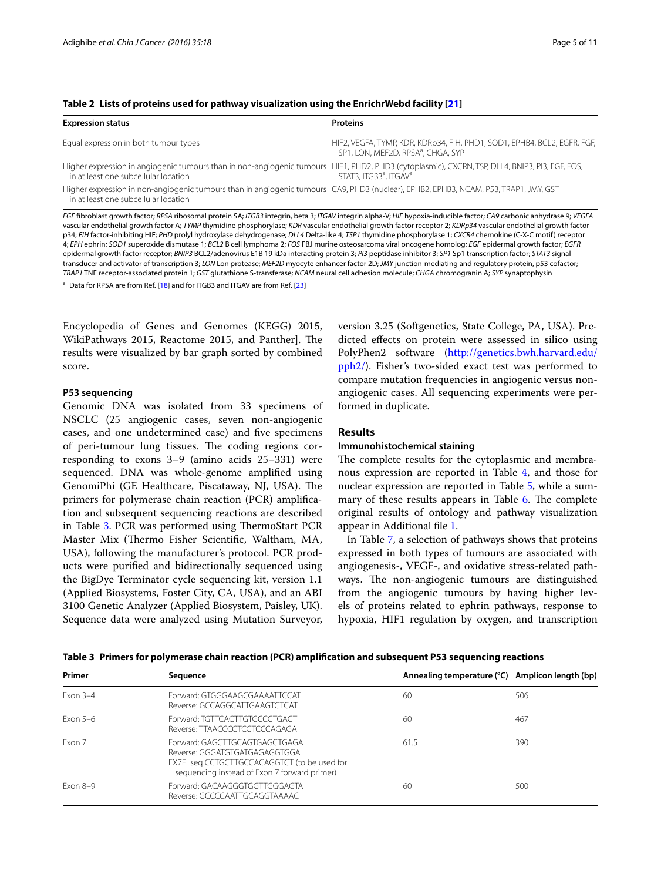**Table 2 Lists of proteins used for pathway visualization using the EnrichrWebd facility [21]**

| Expression status | Proteins |
| --- | --- |
| Equal expression in both tumour types | HIF2, VEGFA, TYMP, KDR, KDRp34, FIH, PHD1, SOD1, EPHB4, BCL2, EGFR, FGF, SP1, LON, MEF2D, RPSA[a], CHGA, SYP |
| Higher expression in angiogenic tumours than in non-angiogenic tumours in at least one subcellular location | HIF1, PHD2, PHD3 (cytoplasmic), CXCRN, TSP, DLL4, BNIP3, PI3, EGF, FOS, STAT3, ITGB3[a], ITGAV[a] |
| Higher expression in non-angiogenic tumours than in angiogenic tumours in at least one subcellular location | CA9, PHD3 (nuclear), EPHB2, EPHB3, NCAM, P53, TRAP1, JMY, GST |

*FGF* fibroblast growth factor; *RPSA* ribosomal protein SA; *ITGB3* integrin, beta 3; *ITGAV* integrin alpha-V; *HIF* hypoxia-inducible factor; *CA9* carbonic anhydrase 9; *VEGFA* vascular endothelial growth factor A; *TYMP* thymidine phosphorylase; *KDR* vascular endothelial growth factor receptor 2; *KDRp34* vascular endothelial growth factor p34; *FIH* factor-inhibiting HIF; *PHD* prolyl hydroxylase dehydrogenase; *DLL4* Delta-like 4; *TSP1* thymidine phosphorylase 1; *CXCR4* chemokine (C-X-C motif) receptor 4; *EPH* ephrin; *SOD1* superoxide dismutase 1; *BCL2* B cell lymphoma 2; *FOS* FBJ murine osteosarcoma viral oncogene homolog; *EGF* epidermal growth factor; *EGFR* epidermal growth factor receptor; *BNIP3* BCL2/adenovirus E1B 19 kDa interacting protein 3; *PI3* peptidase inhibitor 3; *SP1* Sp1 transcription factor; *STAT3* signal transducer and activator of transcription 3; *LON* Lon protease; *MEF2D* myocyte enhancer factor 2D; *JMY* junction-mediating and regulatory protein, p53 cofactor; *TRAP1* TNF receptor-associated protein 1; *GST* glutathione S-transferase; *NCAM* neural cell adhesion molecule; *CHGA* chromogranin A; *SYP* synaptophysin

[a] Data for RPSA are from Ref. [18] and for ITGB3 and ITGAV are from Ref. [23]

Encyclopedia of Genes and Genomes (KEGG) 2015, WikiPathways 2015, Reactome 2015, and Panther]. The results were visualized by bar graph sorted by combined score.

#### P53 sequencing

Genomic DNA was isolated from 33 specimens of NSCLC (25 angiogenic cases, seven non-angiogenic cases, and one undetermined case) and five specimens of peri-tumour lung tissues. The coding regions corresponding to exons 3–9 (amino acids 25–331) were sequenced. DNA was whole-genome amplified using GenomiPhi (GE Healthcare, Piscataway, NJ, USA). The primers for polymerase chain reaction (PCR) amplification and subsequent sequencing reactions are described in Table 3. PCR was performed using ThermoStart PCR Master Mix (Thermo Fisher Scientific, Waltham, MA, USA), following the manufacturer's protocol. PCR products were purified and bidirectionally sequenced using the BigDye Terminator cycle sequencing kit, version 1.1 (Applied Biosystems, Foster City, CA, USA), and an ABI 3100 Genetic Analyzer (Applied Biosystem, Paisley, UK). Sequence data were analyzed using Mutation Surveyor, version 3.25 (Softgenetics, State College, PA, USA). Predicted effects on protein were assessed in silico using PolyPhen2 software (http://genetics.bwh.harvard.edu/pph2/). Fisher's two-sided exact test was performed to compare mutation frequencies in angiogenic versus non-angiogenic cases. All sequencing experiments were performed in duplicate.

## Results

#### Immunohistochemical staining

The complete results for the cytoplasmic and membranous expression are reported in Table 4, and those for nuclear expression are reported in Table 5, while a summary of these results appears in Table 6. The complete original results of ontology and pathway visualization appear in Additional file 1.

In Table 7, a selection of pathways shows that proteins expressed in both types of tumours are associated with angiogenesis-, VEGF-, and oxidative stress-related pathways. The non-angiogenic tumours are distinguished from the angiogenic tumours by having higher levels of proteins related to ephrin pathways, response to hypoxia, HIF1 regulation by oxygen, and transcription

**Table 3 Primers for polymerase chain reaction (PCR) amplification and subsequent P53 sequencing reactions**

| Primer | Sequence | Annealing temperature (°C) | Amplicon length (bp) |
| --- | --- | --- | --- |
| Exon 3–4 | Forward: GTGGGAAGCGAAAATTCCAT<br>Reverse: GCCAGGCATTGAAGTCTCAT | 60 | 506 |
| Exon 5–6 | Forward: TGTTCACTTGTGCCCTGACT<br>Reverse: TTAACCCCTCCTCCCAGAGA | 60 | 467 |
| Exon 7 | Forward: GAGCTTGCAGTGAGCTGAGA<br>Reverse: GGGATGTGATGAGAGGTGGA<br>EX7F_seq CCTGCTTGCCACAGGTCT (to be used for sequencing instead of Exon 7 forward primer) | 61.5 | 390 |
| Exon 8–9 | Forward: GACAAGGGTGGTTGGGAGTA<br>Reverse: GCCCCAATTGCAGGTAAAAC | 60 | 500 |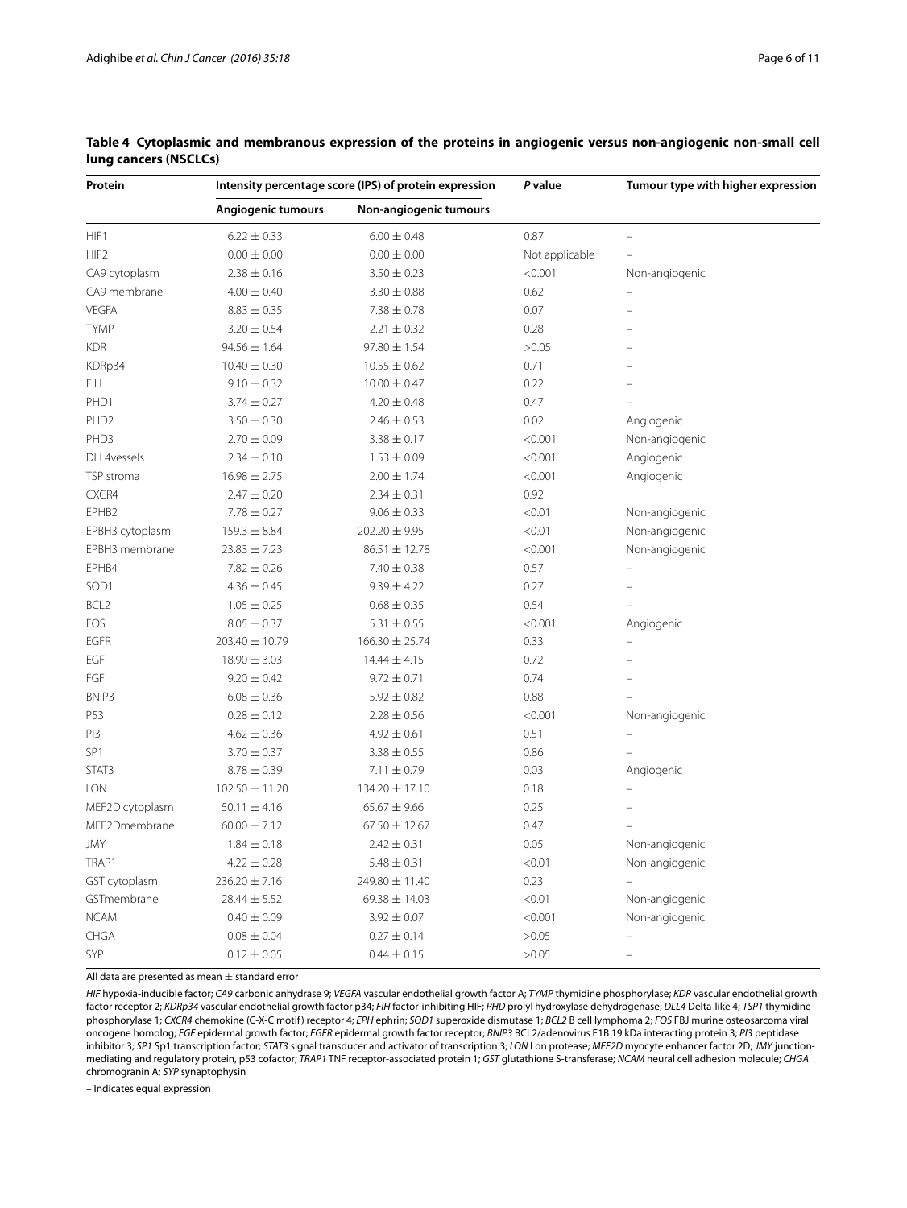**Table 4 Cytoplasmic and membranous expression of the proteins in angiogenic versus non-angiogenic non-small cell lung cancers (NSCLCs)**

| Protein | Intensity percentage score (IPS) of protein expression | | *P* value | Tumour type with higher expression |
|---|---|---|---|---|
| | Angiogenic tumours | Non-angiogenic tumours | | |
| HIF1 | 6.22 ± 0.33 | 6.00 ± 0.48 | 0.87 | – |
| HIF2 | 0.00 ± 0.00 | 0.00 ± 0.00 | Not applicable | – |
| CA9 cytoplasm | 2.38 ± 0.16 | 3.50 ± 0.23 | <0.001 | Non-angiogenic |
| CA9 membrane | 4.00 ± 0.40 | 3.30 ± 0.88 | 0.62 | – |
| VEGFA | 8.83 ± 0.35 | 7.38 ± 0.78 | 0.07 | – |
| TYMP | 3.20 ± 0.54 | 2.21 ± 0.32 | 0.28 | – |
| KDR | 94.56 ± 1.64 | 97.80 ± 1.54 | >0.05 | – |
| KDRp34 | 10.40 ± 0.30 | 10.55 ± 0.62 | 0.71 | – |
| FIH | 9.10 ± 0.32 | 10.00 ± 0.47 | 0.22 | – |
| PHD1 | 3.74 ± 0.27 | 4.20 ± 0.48 | 0.47 | – |
| PHD2 | 3.50 ± 0.30 | 2.46 ± 0.53 | 0.02 | Angiogenic |
| PHD3 | 2.70 ± 0.09 | 3.38 ± 0.17 | <0.001 | Non-angiogenic |
| DLL4vessels | 2.34 ± 0.10 | 1.53 ± 0.09 | <0.001 | Angiogenic |
| TSP stroma | 16.98 ± 2.75 | 2.00 ± 1.74 | <0.001 | Angiogenic |
| CXCR4 | 2.47 ± 0.20 | 2.34 ± 0.31 | 0.92 | |
| EPHB2 | 7.78 ± 0.27 | 9.06 ± 0.33 | <0.01 | Non-angiogenic |
| EPBH3 cytoplasm | 159.3 ± 8.84 | 202.20 ± 9.95 | <0.01 | Non-angiogenic |
| EPBH3 membrane | 23.83 ± 7.23 | 86.51 ± 12.78 | <0.001 | Non-angiogenic |
| EPHB4 | 7.82 ± 0.26 | 7.40 ± 0.38 | 0.57 | – |
| SOD1 | 4.36 ± 0.45 | 9.39 ± 4.22 | 0.27 | – |
| BCL2 | 1.05 ± 0.25 | 0.68 ± 0.35 | 0.54 | – |
| FOS | 8.05 ± 0.37 | 5.31 ± 0.55 | <0.001 | Angiogenic |
| EGFR | 203.40 ± 10.79 | 166.30 ± 25.74 | 0.33 | – |
| EGF | 18.90 ± 3.03 | 14.44 ± 4.15 | 0.72 | – |
| FGF | 9.20 ± 0.42 | 9.72 ± 0.71 | 0.74 | – |
| BNIP3 | 6.08 ± 0.36 | 5.92 ± 0.82 | 0.88 | – |
| P53 | 0.28 ± 0.12 | 2.28 ± 0.56 | <0.001 | Non-angiogenic |
| PI3 | 4.62 ± 0.36 | 4.92 ± 0.61 | 0.51 | – |
| SP1 | 3.70 ± 0.37 | 3.38 ± 0.55 | 0.86 | – |
| STAT3 | 8.78 ± 0.39 | 7.11 ± 0.79 | 0.03 | Angiogenic |
| LON | 102.50 ± 11.20 | 134.20 ± 17.10 | 0.18 | – |
| MEF2D cytoplasm | 50.11 ± 4.16 | 65.67 ± 9.66 | 0.25 | – |
| MEF2Dmembrane | 60.00 ± 7.12 | 67.50 ± 12.67 | 0.47 | – |
| JMY | 1.84 ± 0.18 | 2.42 ± 0.31 | 0.05 | Non-angiogenic |
| TRAP1 | 4.22 ± 0.28 | 5.48 ± 0.31 | <0.01 | Non-angiogenic |
| GST cytoplasm | 236.20 ± 7.16 | 249.80 ± 11.40 | 0.23 | – |
| GSTmembrane | 28.44 ± 5.52 | 69.38 ± 14.03 | <0.01 | Non-angiogenic |
| NCAM | 0.40 ± 0.09 | 3.92 ± 0.07 | <0.001 | Non-angiogenic |
| CHGA | 0.08 ± 0.04 | 0.27 ± 0.14 | >0.05 | – |
| SYP | 0.12 ± 0.05 | 0.44 ± 0.15 | >0.05 | – |

All data are presented as mean ± standard error

*HIF* hypoxia-inducible factor; *CA9* carbonic anhydrase 9; *VEGFA* vascular endothelial growth factor A; *TYMP* thymidine phosphorylase; *KDR* vascular endothelial growth factor receptor 2; *KDRp34* vascular endothelial growth factor p34; *FIH* factor-inhibiting HIF; *PHD* prolyl hydroxylase dehydrogenase; *DLL4* Delta-like 4; *TSP1* thymidine phosphorylase 1; *CXCR4* chemokine (C-X-C motif) receptor 4; *EPH* ephrin; *SOD1* superoxide dismutase 1; *BCL2* B cell lymphoma 2; *FOS* FBJ murine osteosarcoma viral oncogene homolog; *EGF* epidermal growth factor; *EGFR* epidermal growth factor receptor; *BNIP3* BCL2/adenovirus E1B 19 kDa interacting protein 3; *PI3* peptidase inhibitor 3; *SP1* Sp1 transcription factor; *STAT3* signal transducer and activator of transcription 3; *LON* Lon protease; *MEF2D* myocyte enhancer factor 2D; *JMY* junction-mediating and regulatory protein, p53 cofactor; *TRAP1* TNF receptor-associated protein 1; *GST* glutathione S-transferase; *NCAM* neural cell adhesion molecule; *CHGA* chromogranin A; *SYP* synaptophysin

– Indicates equal expression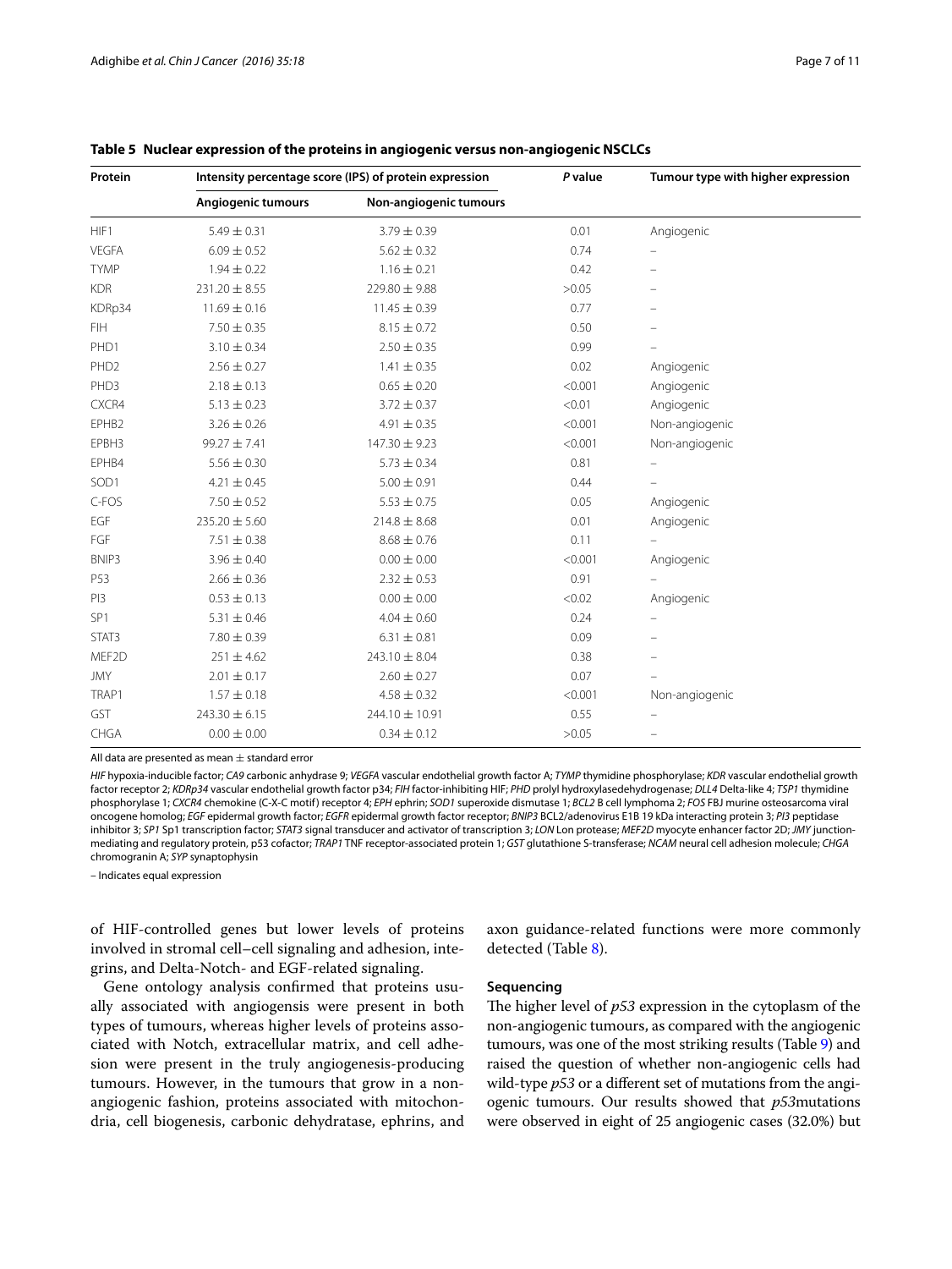**Table 5 Nuclear expression of the proteins in angiogenic versus non-angiogenic NSCLCs**

| Protein | Intensity percentage score (IPS) of protein expression | | *P* value | Tumour type with higher expression |
|---|---|---|---|---|
| | Angiogenic tumours | Non-angiogenic tumours | | |
| HIF1 | 5.49 ± 0.31 | 3.79 ± 0.39 | 0.01 | Angiogenic |
| VEGFA | 6.09 ± 0.52 | 5.62 ± 0.32 | 0.74 | – |
| TYMP | 1.94 ± 0.22 | 1.16 ± 0.21 | 0.42 | – |
| KDR | 231.20 ± 8.55 | 229.80 ± 9.88 | >0.05 | – |
| KDRp34 | 11.69 ± 0.16 | 11.45 ± 0.39 | 0.77 | – |
| FIH | 7.50 ± 0.35 | 8.15 ± 0.72 | 0.50 | – |
| PHD1 | 3.10 ± 0.34 | 2.50 ± 0.35 | 0.99 | – |
| PHD2 | 2.56 ± 0.27 | 1.41 ± 0.35 | 0.02 | Angiogenic |
| PHD3 | 2.18 ± 0.13 | 0.65 ± 0.20 | <0.001 | Angiogenic |
| CXCR4 | 5.13 ± 0.23 | 3.72 ± 0.37 | <0.01 | Angiogenic |
| EPHB2 | 3.26 ± 0.26 | 4.91 ± 0.35 | <0.001 | Non-angiogenic |
| EPBH3 | 99.27 ± 7.41 | 147.30 ± 9.23 | <0.001 | Non-angiogenic |
| EPHB4 | 5.56 ± 0.30 | 5.73 ± 0.34 | 0.81 | – |
| SOD1 | 4.21 ± 0.45 | 5.00 ± 0.91 | 0.44 | – |
| C-FOS | 7.50 ± 0.52 | 5.53 ± 0.75 | 0.05 | Angiogenic |
| EGF | 235.20 ± 5.60 | 214.8 ± 8.68 | 0.01 | Angiogenic |
| FGF | 7.51 ± 0.38 | 8.68 ± 0.76 | 0.11 | – |
| BNIP3 | 3.96 ± 0.40 | 0.00 ± 0.00 | <0.001 | Angiogenic |
| P53 | 2.66 ± 0.36 | 2.32 ± 0.53 | 0.91 | – |
| PI3 | 0.53 ± 0.13 | 0.00 ± 0.00 | <0.02 | Angiogenic |
| SP1 | 5.31 ± 0.46 | 4.04 ± 0.60 | 0.24 | – |
| STAT3 | 7.80 ± 0.39 | 6.31 ± 0.81 | 0.09 | – |
| MEF2D | 251 ± 4.62 | 243.10 ± 8.04 | 0.38 | – |
| JMY | 2.01 ± 0.17 | 2.60 ± 0.27 | 0.07 | – |
| TRAP1 | 1.57 ± 0.18 | 4.58 ± 0.32 | <0.001 | Non-angiogenic |
| GST | 243.30 ± 6.15 | 244.10 ± 10.91 | 0.55 | – |
| CHGA | 0.00 ± 0.00 | 0.34 ± 0.12 | >0.05 | – |

All data are presented as mean ± standard error

*HIF* hypoxia-inducible factor; *CA9* carbonic anhydrase 9; *VEGFA* vascular endothelial growth factor A; *TYMP* thymidine phosphorylase; *KDR* vascular endothelial growth factor receptor 2; *KDRp34* vascular endothelial growth factor p34; *FIH* factor-inhibiting HIF; *PHD* prolyl hydroxylasedehydrogenase; *DLL4* Delta-like 4; *TSP1* thymidine phosphorylase 1; *CXCR4* chemokine (C-X-C motif) receptor 4; *EPH* ephrin; *SOD1* superoxide dismutase 1; *BCL2* B cell lymphoma 2; *FOS* FBJ murine osteosarcoma viral oncogene homolog; *EGF* epidermal growth factor; *EGFR* epidermal growth factor receptor; *BNIP3* BCL2/adenovirus E1B 19 kDa interacting protein 3; *PI3* peptidase inhibitor 3; *SP1* Sp1 transcription factor; *STAT3* signal transducer and activator of transcription 3; *LON* Lon protease; *MEF2D* myocyte enhancer factor 2D; *JMY* junction-mediating and regulatory protein, p53 cofactor; *TRAP1* TNF receptor-associated protein 1; *GST* glutathione S-transferase; *NCAM* neural cell adhesion molecule; *CHGA* chromogranin A; *SYP* synaptophysin

– Indicates equal expression

of HIF-controlled genes but lower levels of proteins involved in stromal cell–cell signaling and adhesion, integrins, and Delta-Notch- and EGF-related signaling.

Gene ontology analysis confirmed that proteins usually associated with angiogensis were present in both types of tumours, whereas higher levels of proteins associated with Notch, extracellular matrix, and cell adhesion were present in the truly angiogenesis-producing tumours. However, in the tumours that grow in a non-angiogenic fashion, proteins associated with mitochondria, cell biogenesis, carbonic dehydratase, ephrins, and axon guidance-related functions were more commonly detected (Table 8).

### Sequencing

The higher level of *p53* expression in the cytoplasm of the non-angiogenic tumours, as compared with the angiogenic tumours, was one of the most striking results (Table 9) and raised the question of whether non-angiogenic cells had wild-type *p53* or a different set of mutations from the angiogenic tumours. Our results showed that *p53*mutations were observed in eight of 25 angiogenic cases (32.0%) but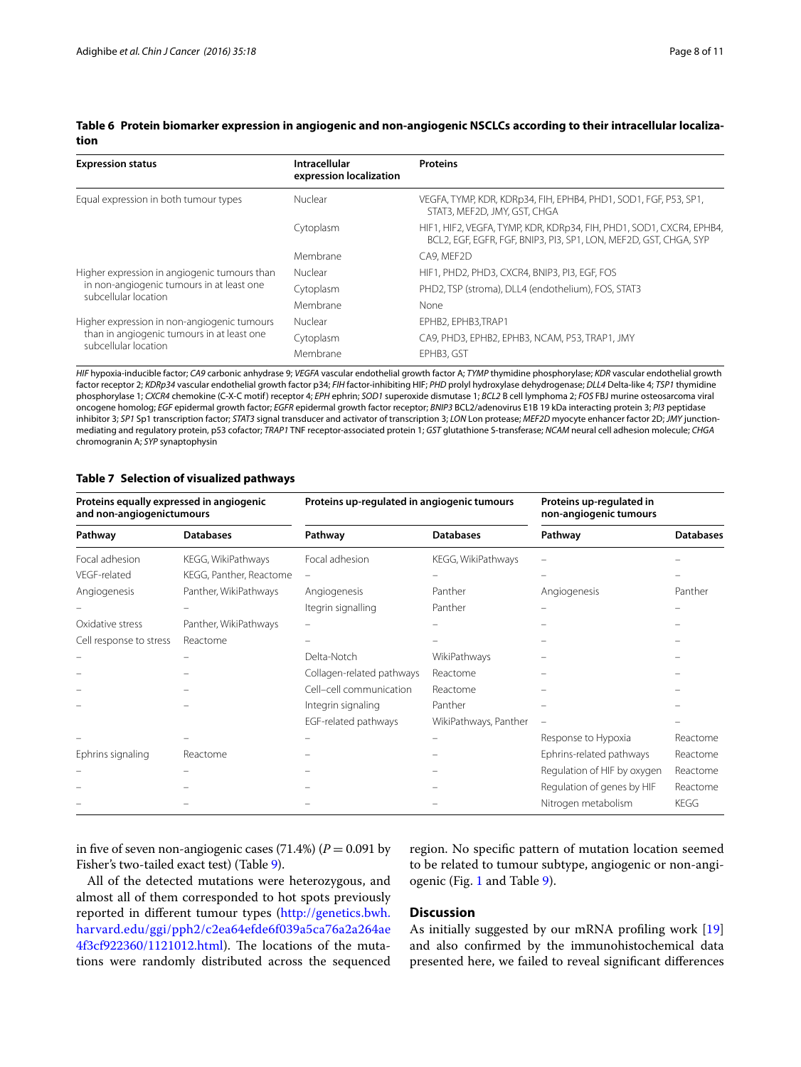**Table 6 Protein biomarker expression in angiogenic and non-angiogenic NSCLCs according to their intracellular localization**

| Expression status | Intracellular expression localization | Proteins |
|---|---|---|
| Equal expression in both tumour types | Nuclear | VEGFA, TYMP, KDR, KDRp34, FIH, EPHB4, PHD1, SOD1, FGF, P53, SP1, STAT3, MEF2D, JMY, GST, CHGA |
| | Cytoplasm | HIF1, HIF2, VEGFA, TYMP, KDR, KDRp34, FIH, PHD1, SOD1, CXCR4, EPHB4, BCL2, EGF, EGFR, FGF, BNIP3, PI3, SP1, LON, MEF2D, GST, CHGA, SYP |
| | Membrane | CA9, MEF2D |
| Higher expression in angiogenic tumours than in non-angiogenic tumours in at least one subcellular location | Nuclear | HIF1, PHD2, PHD3, CXCR4, BNIP3, PI3, EGF, FOS |
| | Cytoplasm | PHD2, TSP (stroma), DLL4 (endothelium), FOS, STAT3 |
| | Membrane | None |
| Higher expression in non-angiogenic tumours than in angiogenic tumours in at least one subcellular location | Nuclear | EPHB2, EPHB3,TRAP1 |
| | Cytoplasm | CA9, PHD3, EPHB2, EPHB3, NCAM, P53, TRAP1, JMY |
| | Membrane | EPHB3, GST |

*HIF* hypoxia-inducible factor; *CA9* carbonic anhydrase 9; *VEGFA* vascular endothelial growth factor A; *TYMP* thymidine phosphorylase; *KDR* vascular endothelial growth factor receptor 2; *KDRp34* vascular endothelial growth factor p34; *FIH* factor-inhibiting HIF; *PHD* prolyl hydroxylase dehydrogenase; *DLL4* Delta-like 4; *TSP1* thymidine phosphorylase 1; *CXCR4* chemokine (C-X-C motif) receptor 4; *EPH* ephrin; *SOD1* superoxide dismutase 1; *BCL2* B cell lymphoma 2; *FOS* FBJ murine osteosarcoma viral oncogene homolog; *EGF* epidermal growth factor; *EGFR* epidermal growth factor receptor; *BNIP3* BCL2/adenovirus E1B 19 kDa interacting protein 3; *PI3* peptidase inhibitor 3; *SP1* Sp1 transcription factor; *STAT3* signal transducer and activator of transcription 3; *LON* Lon protease; *MEF2D* myocyte enhancer factor 2D; *JMY* junction-mediating and regulatory protein, p53 cofactor; *TRAP1* TNF receptor-associated protein 1; *GST* glutathione S-transferase; *NCAM* neural cell adhesion molecule; *CHGA* chromogranin A; *SYP* synaptophysin

**Table 7 Selection of visualized pathways**

| Proteins equally expressed in angiogenic and non-angiogenictumours | | Proteins up-regulated in angiogenic tumours | | Proteins up-regulated in non-angiogenic tumours | |
|---|---|---|---|---|---|
| **Pathway** | **Databases** | **Pathway** | **Databases** | **Pathway** | **Databases** |
| Focal adhesion | KEGG, WikiPathways | Focal adhesion | KEGG, WikiPathways | – | – |
| VEGF-related | KEGG, Panther, Reactome | – | – | – | – |
| Angiogenesis | Panther, WikiPathways | Angiogenesis | Panther | Angiogenesis | Panther |
| – | – | Itegrin signalling | Panther | – | – |
| Oxidative stress | Panther, WikiPathways | – | – | – | – |
| Cell response to stress | Reactome | – | – | – | – |
| – | – | Delta-Notch | WikiPathways | – | – |
| – | – | Collagen-related pathways | Reactome | – | – |
| – | – | Cell–cell communication | Reactome | – | – |
| – | – | Integrin signaling | Panther | – | – |
| | | EGF-related pathways | WikiPathways, Panther | – | – |
| – | – | – | – | Response to Hypoxia | Reactome |
| Ephrins signaling | Reactome | – | – | Ephrins-related pathways | Reactome |
| – | – | – | – | Regulation of HIF by oxygen | Reactome |
| – | – | – | – | Regulation of genes by HIF | Reactome |
| – | – | – | – | Nitrogen metabolism | KEGG |

in five of seven non-angiogenic cases (71.4%) ($P = 0.091$ by Fisher's two-tailed exact test) (Table 9).

All of the detected mutations were heterozygous, and almost all of them corresponded to hot spots previously reported in different tumour types (http://genetics.bwh.harvard.edu/ggi/pph2/c2ea64efde6f039a5ca76a2a264ae4f3cf922360/1121012.html). The locations of the mutations were randomly distributed across the sequenced region. No specific pattern of mutation location seemed to be related to tumour subtype, angiogenic or non-angiogenic (Fig. 1 and Table 9).

## Discussion

As initially suggested by our mRNA profiling work [19] and also confirmed by the immunohistochemical data presented here, we failed to reveal significant differences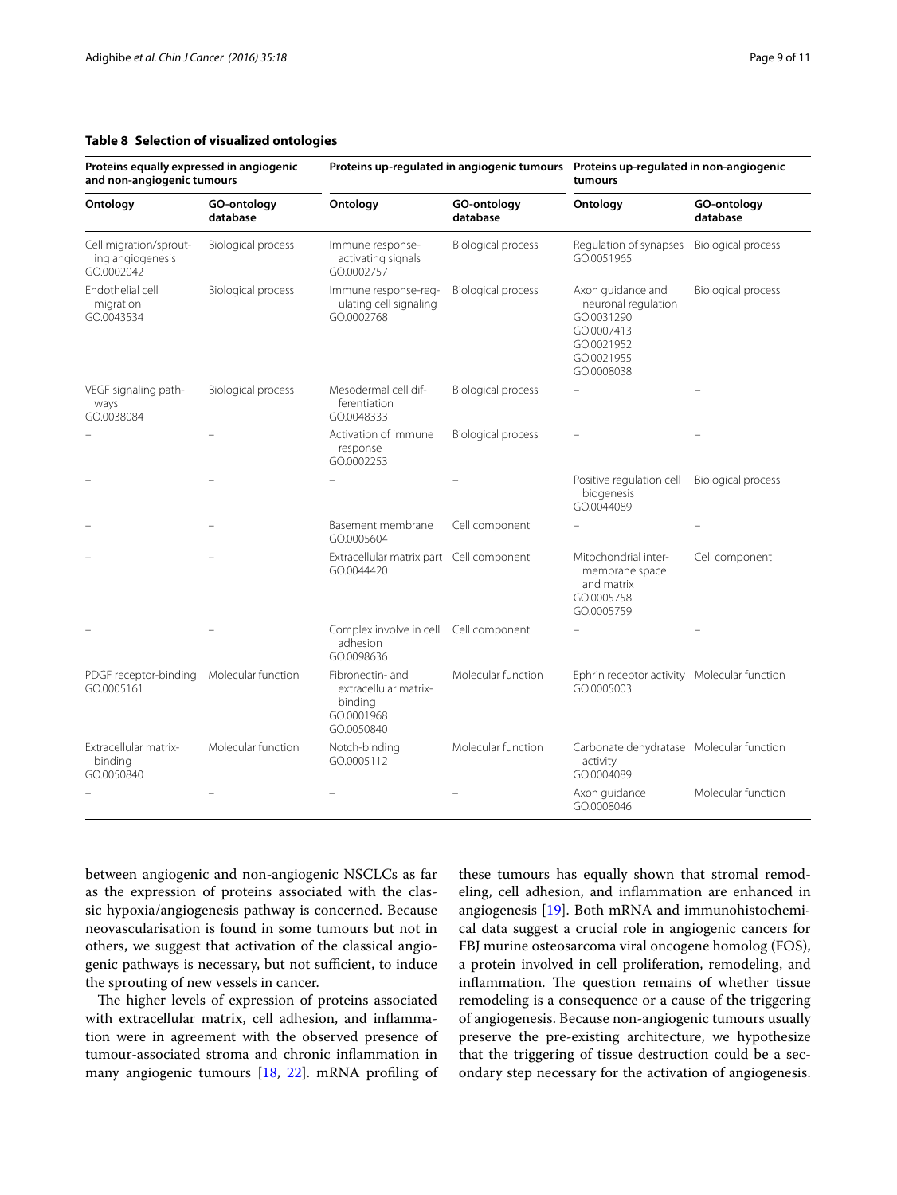**Table 8 Selection of visualized ontologies**

| Proteins equally expressed in angiogenic and non-angiogenic tumours | | Proteins up-regulated in angiogenic tumours | | Proteins up-regulated in non-angiogenic tumours | |
|---|---|---|---|---|---|
| Ontology | GO-ontology database | Ontology | GO-ontology database | Ontology | GO-ontology database |
| Cell migration/sprouting angiogenesis GO.0002042 | Biological process | Immune response-activating signals GO.0002757 | Biological process | Regulation of synapses GO.0051965 | Biological process |
| Endothelial cell migration GO.0043534 | Biological process | Immune response-regulating cell signaling GO.0002768 | Biological process | Axon guidance and neuronal regulation GO.0031290 GO.0007413 GO.0021952 GO.0021955 GO.0008038 | Biological process |
| VEGF signaling pathways GO.0038084 | Biological process | Mesodermal cell differentiation GO.0048333 | Biological process | – | – |
| – | – | Activation of immune response GO.0002253 | Biological process | – | – |
| – | – | – | – | Positive regulation cell biogenesis GO.0044089 | Biological process |
| – | – | Basement membrane GO.0005604 | Cell component | – | – |
| – | – | Extracellular matrix part GO.0044420 | Cell component | Mitochondrial intermembrane space and matrix GO.0005758 GO.0005759 | Cell component |
| – | – | Complex involve in cell adhesion GO.0098636 | Cell component | – | – |
| PDGF receptor-binding GO.0005161 | Molecular function | Fibronectin- and extracellular matrix-binding GO.0001968 GO.0050840 | Molecular function | Ephrin receptor activity GO.0005003 | Molecular function |
| Extracellular matrix-binding GO.0050840 | Molecular function | Notch-binding GO.0005112 | Molecular function | Carbonate dehydratase activity GO.0004089 | Molecular function |
| – | – | – | – | Axon guidance GO.0008046 | Molecular function |

between angiogenic and non-angiogenic NSCLCs as far as the expression of proteins associated with the classic hypoxia/angiogenesis pathway is concerned. Because neovascularisation is found in some tumours but not in others, we suggest that activation of the classical angiogenic pathways is necessary, but not sufficient, to induce the sprouting of new vessels in cancer.

The higher levels of expression of proteins associated with extracellular matrix, cell adhesion, and inflammation were in agreement with the observed presence of tumour-associated stroma and chronic inflammation in many angiogenic tumours [18, 22]. mRNA profiling of these tumours has equally shown that stromal remodeling, cell adhesion, and inflammation are enhanced in angiogenesis [19]. Both mRNA and immunohistochemical data suggest a crucial role in angiogenic cancers for FBJ murine osteosarcoma viral oncogene homolog (FOS), a protein involved in cell proliferation, remodeling, and inflammation. The question remains of whether tissue remodeling is a consequence or a cause of the triggering of angiogenesis. Because non-angiogenic tumours usually preserve the pre-existing architecture, we hypothesize that the triggering of tissue destruction could be a secondary step necessary for the activation of angiogenesis.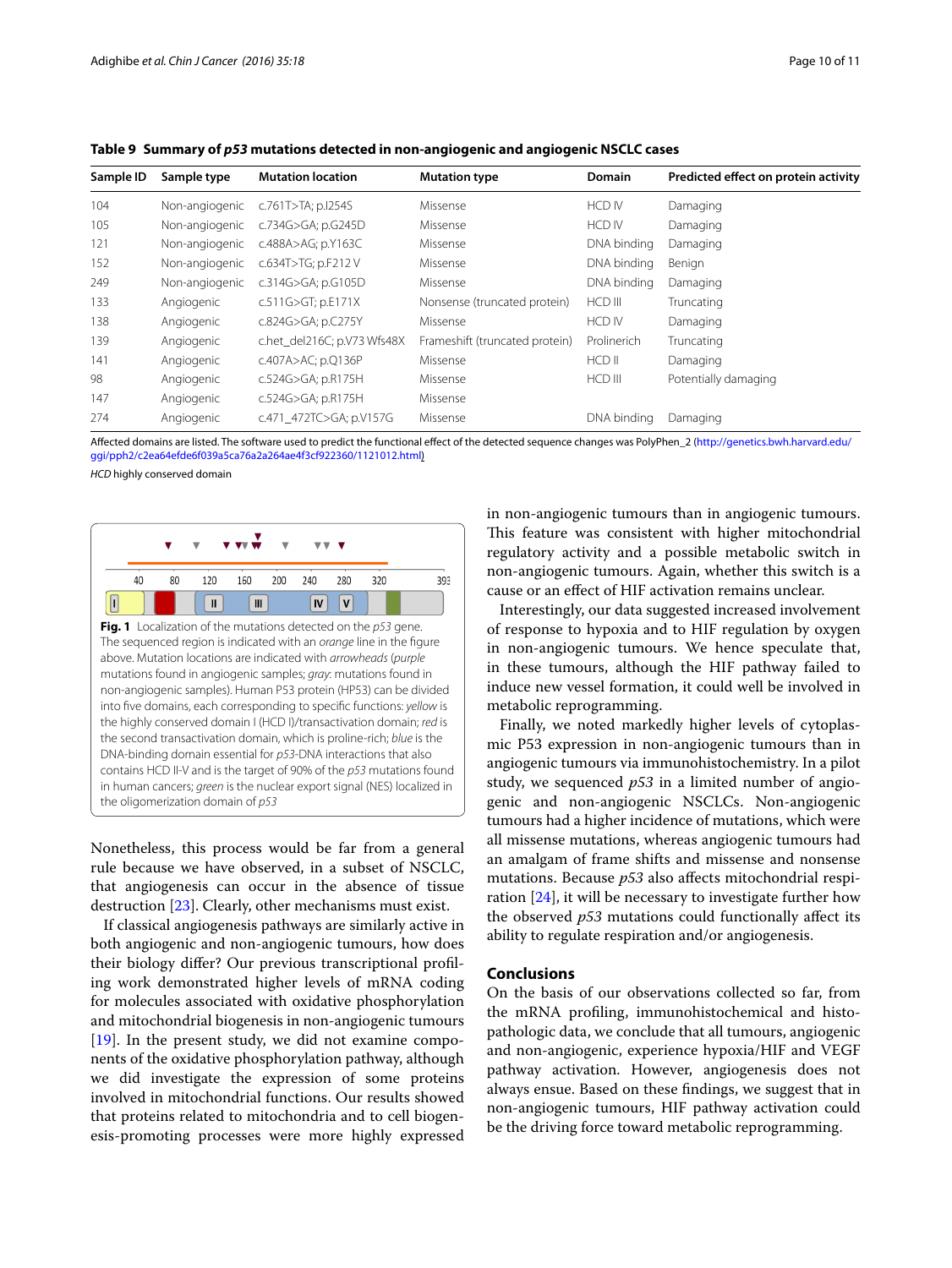**Table 9 Summary of *p53* mutations detected in non-angiogenic and angiogenic NSCLC cases**

| Sample ID | Sample type | Mutation location | Mutation type | Domain | Predicted effect on protein activity |
|---|---|---|---|---|---|
| 104 | Non-angiogenic | c.761T>TA; p.I254S | Missense | HCD IV | Damaging |
| 105 | Non-angiogenic | c.734G>GA; p.G245D | Missense | HCD IV | Damaging |
| 121 | Non-angiogenic | c.488A>AG; p.Y163C | Missense | DNA binding | Damaging |
| 152 | Non-angiogenic | c.634T>TG; p.F212 V | Missense | DNA binding | Benign |
| 249 | Non-angiogenic | c.314G>GA; p.G105D | Missense | DNA binding | Damaging |
| 133 | Angiogenic | c.511G>GT; p.E171X | Nonsense (truncated protein) | HCD III | Truncating |
| 138 | Angiogenic | c.824G>GA; p.C275Y | Missense | HCD IV | Damaging |
| 139 | Angiogenic | c.het_del216C; p.V73 Wfs48X | Frameshift (truncated protein) | Prolinerich | Truncating |
| 141 | Angiogenic | c.407A>AC; p.Q136P | Missense | HCD II | Damaging |
| 98 | Angiogenic | c.524G>GA; p.R175H | Missense | HCD III | Potentially damaging |
| 147 | Angiogenic | c.524G>GA; p.R175H | Missense | | |
| 274 | Angiogenic | c.471_472TC>GA; p.V157G | Missense | DNA binding | Damaging |

Affected domains are listed. The software used to predict the functional effect of the detected sequence changes was PolyPhen_2 (http://genetics.bwh.harvard.edu/ggi/pph2/c2ea64efde6f039a5ca76a2a264ae4f3cf922360/1121012.html)

*HCD* highly conserved domain

**Fig. 1** Localization of the mutations detected on the *p53* gene. The sequenced region is indicated with an *orange* line in the figure above. Mutation locations are indicated with *arrowheads* (*purple* mutations found in angiogenic samples; *gray*: mutations found in non-angiogenic samples). Human P53 protein (HP53) can be divided into five domains, each corresponding to specific functions: *yellow* is the highly conserved domain I (HCD I)/transactivation domain; *red* is the second transactivation domain, which is proline-rich; *blue* is the DNA-binding domain essential for *p53*-DNA interactions that also contains HCD II-V and is the target of 90% of the *p53* mutations found in human cancers; *green* is the nuclear export signal (NES) localized in the oligomerization domain of *p53*

Nonetheless, this process would be far from a general rule because we have observed, in a subset of NSCLC, that angiogenesis can occur in the absence of tissue destruction [23]. Clearly, other mechanisms must exist.

If classical angiogenesis pathways are similarly active in both angiogenic and non-angiogenic tumours, how does their biology differ? Our previous transcriptional profiling work demonstrated higher levels of mRNA coding for molecules associated with oxidative phosphorylation and mitochondrial biogenesis in non-angiogenic tumours [19]. In the present study, we did not examine components of the oxidative phosphorylation pathway, although we did investigate the expression of some proteins involved in mitochondrial functions. Our results showed that proteins related to mitochondria and to cell biogenesis-promoting processes were more highly expressed in non-angiogenic tumours than in angiogenic tumours. This feature was consistent with higher mitochondrial regulatory activity and a possible metabolic switch in non-angiogenic tumours. Again, whether this switch is a cause or an effect of HIF activation remains unclear.

Interestingly, our data suggested increased involvement of response to hypoxia and to HIF regulation by oxygen in non-angiogenic tumours. We hence speculate that, in these tumours, although the HIF pathway failed to induce new vessel formation, it could well be involved in metabolic reprogramming.

Finally, we noted markedly higher levels of cytoplasmic P53 expression in non-angiogenic tumours than in angiogenic tumours via immunohistochemistry. In a pilot study, we sequenced *p53* in a limited number of angiogenic and non-angiogenic NSCLCs. Non-angiogenic tumours had a higher incidence of mutations, which were all missense mutations, whereas angiogenic tumours had an amalgam of frame shifts and missense and nonsense mutations. Because *p53* also affects mitochondrial respiration [24], it will be necessary to investigate further how the observed *p53* mutations could functionally affect its ability to regulate respiration and/or angiogenesis.

## Conclusions

On the basis of our observations collected so far, from the mRNA profiling, immunohistochemical and histopathologic data, we conclude that all tumours, angiogenic and non-angiogenic, experience hypoxia/HIF and VEGF pathway activation. However, angiogenesis does not always ensue. Based on these findings, we suggest that in non-angiogenic tumours, HIF pathway activation could be the driving force toward metabolic reprogramming.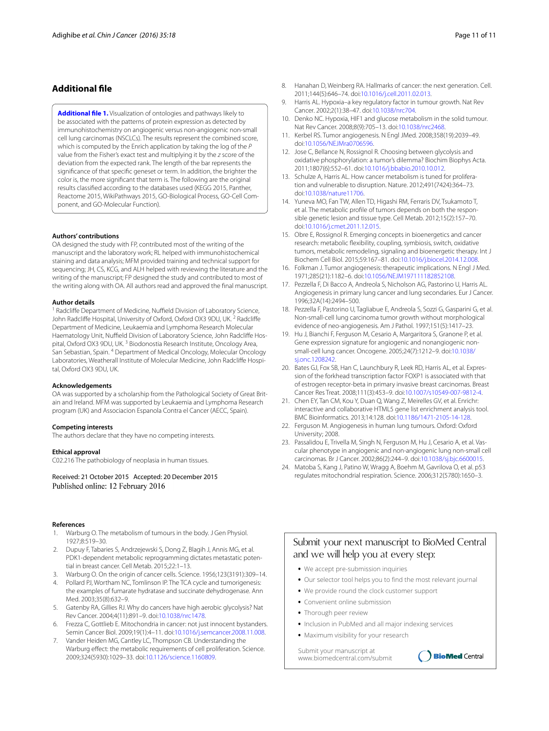## Additional file

**Additional file 1.** Visualization of ontologies and pathways likely to be associated with the patterns of protein expression as detected by immunohistochemistry on angiogenic versus non-angiogenic non-small cell lung carcinomas (NSCLCs). The results represent the combined score, which is computed by the Enrich application by taking the log of the *P* value from the Fisher's exact test and multiplying it by the *z* score of the deviation from the expected rank. The length of the bar represents the significance of that specific geneset or term. In addition, the brighter the color is, the more significant that term is. The following are the original results classified according to the databases used (KEGG 2015, Panther, Reactome 2015, WikiPathways 2015, GO-Biological Process, GO-Cell Component, and GO-Molecular Function).

### Authors' contributions

OA designed the study with FP, contributed most of the writing of the manuscript and the laboratory work; RL helped with immunohistochemical staining and data analysis; MFM provided training and technical support for sequencing; JH, CS, KCG, and ALH helped with reviewing the literature and the writing of the manuscript; FP designed the study and contributed to most of the writing along with OA. All authors read and approved the final manuscript.

### Author details

[1] Radcliffe Department of Medicine, Nuffield Division of Laboratory Science, John Radcliffe Hospital, University of Oxford, Oxford OX3 9DU, UK. [2] Radcliffe Department of Medicine, Leukaemia and Lymphoma Research Molecular Haematology Unit, Nuffield Division of Laboratory Science, John Radcliffe Hospital, Oxford OX3 9DU, UK. [3] Biodonostia Research Institute, Oncology Area, San Sebastian, Spain. [4] Department of Medical Oncology, Molecular Oncology Laboratories, Weatherall Institute of Molecular Medicine, John Radcliffe Hospital, Oxford OX3 9DU, UK.

### Acknowledgements

OA was supported by a scholarship from the Pathological Society of Great Britain and Ireland. MFM was supported by Leukaemia and Lymphoma Research program (UK) and Associacion Espanola Contra el Cancer (AECC, Spain).

### Competing interests

The authors declare that they have no competing interests.

### Ethical approval

C02.216 The pathobiology of neoplasia in human tissues.

Received: 21 October 2015 Accepted: 20 December 2015
Published online: 12 February 2016

### References

1. Warburg O. The metabolism of tumours in the body. J Gen Physiol. 1927;8:519–30.
2. Dupuy F, Tabaries S, Andrzejewski S, Dong Z, Blagih J, Annis MG, et al. PDK1-dependent metabolic reprogramming dictates metastatic potential in breast cancer. Cell Metab. 2015;22:1–13.
3. Warburg O. On the origin of cancer cells. Science. 1956;123(3191):309–14.
4. Pollard PJ, Wortham NC, Tomlinson IP. The TCA cycle and tumorigenesis: the examples of fumarate hydratase and succinate dehydrogenase. Ann Med. 2003;35(8):632–9.
5. Gatenby RA, Gillies RJ. Why do cancers have high aerobic glycolysis? Nat Rev Cancer. 2004;4(11):891–9. doi:10.1038/nrc1478.
6. Frezza C, Gottlieb E. Mitochondria in cancer: not just innocent bystanders. Semin Cancer Biol. 2009;19(1):4–11. doi:10.1016/j.semcancer.2008.11.008.
7. Vander Heiden MG, Cantley LC, Thompson CB. Understanding the Warburg effect: the metabolic requirements of cell proliferation. Science. 2009;324(5930):1029–33. doi:10.1126/science.1160809.
8. Hanahan D, Weinberg RA. Hallmarks of cancer: the next generation. Cell. 2011;144(5):646–74. doi:10.1016/j.cell.2011.02.013.
9. Harris AL. Hypoxia–a key regulatory factor in tumour growth. Nat Rev Cancer. 2002;2(1):38–47. doi:10.1038/nrc704.
10. Denko NC. Hypoxia, HIF1 and glucose metabolism in the solid tumour. Nat Rev Cancer. 2008;8(9):705–13. doi:10.1038/nrc2468.
11. Kerbel RS. Tumor angiogenesis. N Engl JMed. 2008;358(19):2039–49. doi:10.1056/NEJMra0706596.
12. Jose C, Bellance N, Rossignol R. Choosing between glycolysis and oxidative phosphorylation: a tumor's dilemma? Biochim Biophys Acta. 2011;1807(6):552–61. doi:10.1016/j.bbabio.2010.10.012.
13. Schulze A, Harris AL. How cancer metabolism is tuned for proliferation and vulnerable to disruption. Nature. 2012;491(7424):364–73. doi:10.1038/nature11706.
14. Yuneva MO, Fan TW, Allen TD, Higashi RM, Ferraris DV, Tsukamoto T, et al. The metabolic profile of tumors depends on both the responsible genetic lesion and tissue type. Cell Metab. 2012;15(2):157–70. doi:10.1016/j.cmet.2011.12.015.
15. Obre E, Rossignol R. Emerging concepts in bioenergetics and cancer research: metabolic flexibility, coupling, symbiosis, switch, oxidative tumors, metabolic remodeling, signaling and bioenergetic therapy. Int J Biochem Cell Biol. 2015;59:167–81. doi:10.1016/j.biocel.2014.12.008.
16. Folkman J. Tumor angiogenesis: therapeutic implications. N Engl J Med. 1971;285(21):1182–6. doi:10.1056/NEJM197111182852108.
17. Pezzella F, Di Bacco A, Andreola S, Nicholson AG, Pastorino U, Harris AL. Angiogenesis in primary lung cancer and lung secondaries. Eur J Cancer. 1996;32A(14):2494–500.
18. Pezzella F, Pastorino U, Tagliabue E, Andreola S, Sozzi G, Gasparini G, et al. Non-small-cell lung carcinoma tumor growth without morphological evidence of neo-angiogenesis. Am J Pathol. 1997;151(5):1417–23.
19. Hu J, Bianchi F, Ferguson M, Cesario A, Margaritora S, Granone P, et al. Gene expression signature for angiogenic and nonangiogenic non-small-cell lung cancer. Oncogene. 2005;24(7):1212–9. doi:10.1038/sj.onc.1208242.
20. Bates GJ, Fox SB, Han C, Launchbury R, Leek RD, Harris AL, et al. Expression of the forkhead transcription factor FOXP1 is associated with that of estrogen receptor-beta in primary invasive breast carcinomas. Breast Cancer Res Treat. 2008;111(3):453–9. doi:10.1007/s10549-007-9812-4.
21. Chen EY, Tan CM, Kou Y, Duan Q, Wang Z, Meirelles GV, et al. Enrichr: interactive and collaborative HTML5 gene list enrichment analysis tool. BMC Bioinformatics. 2013;14:128. doi:10.1186/1471-2105-14-128.
22. Ferguson M. Angiogenesis in human lung tumours. Oxford: Oxford University; 2008.
23. Passalidou E, Trivella M, Singh N, Ferguson M, Hu J, Cesario A, et al. Vascular phenotype in angiogenic and non-angiogenic lung non-small cell carcinomas. Br J Cancer. 2002;86(2):244–9. doi:10.1038/sj.bjc.6600015.
24. Matoba S, Kang J, Patino W, Wragg A, Boehm M, Gavrilova O, et al. p53 regulates mitochondrial respiration. Science. 2006;312(5780):1650–3.

Submit your next manuscript to BioMed Central and we will help you at every step:

- We accept pre-submission inquiries
- Our selector tool helps you to find the most relevant journal
- We provide round the clock customer support
- Convenient online submission
- Thorough peer review
- Inclusion in PubMed and all major indexing services
- Maximum visibility for your research

Submit your manuscript at www.biomedcentral.com/submit

BioMed Central